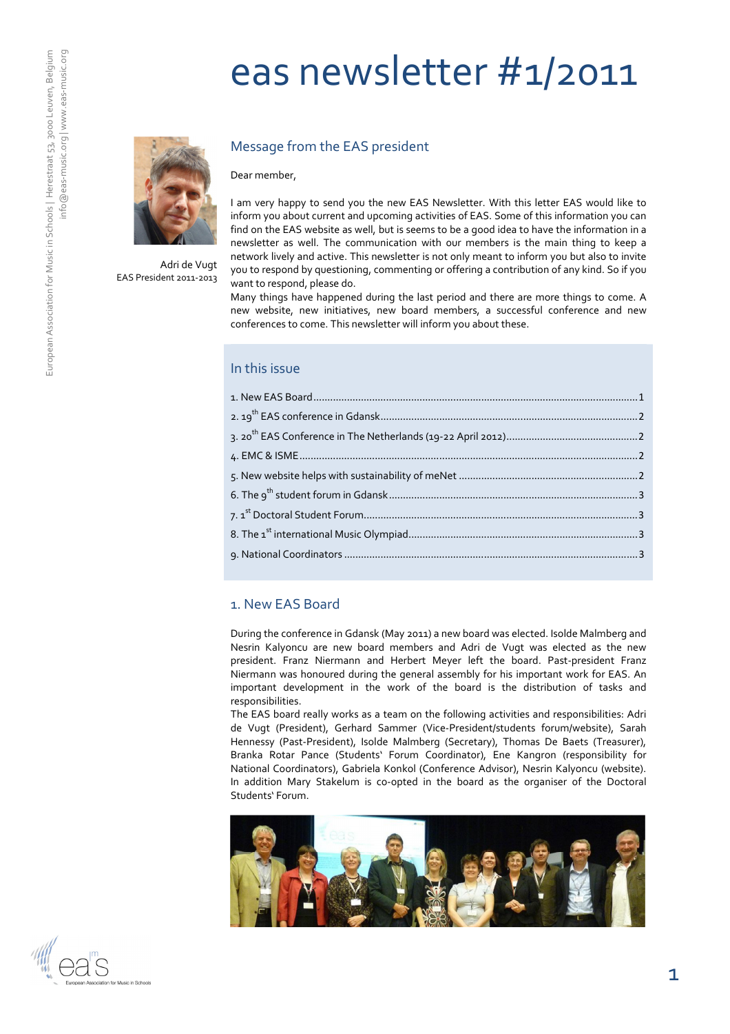# eas newsletter #1/2011

Adri de Vugt
EAS President 2011-2013

## Message from the EAS president

Dear member,

I am very happy to send you the new EAS Newsletter. With this letter EAS would like to inform you about current and upcoming activities of EAS. Some of this information you can find on the EAS website as well, but is seems to be a good idea to have the information in a newsletter as well. The communication with our members is the main thing to keep a network lively and active. This newsletter is not only meant to inform you but also to invite you to respond by questioning, commenting or offering a contribution of any kind. So if you want to respond, please do.

Many things have happened during the last period and there are more things to come. A new website, new initiatives, new board members, a successful conference and new conferences to come. This newsletter will inform you about these.

## In this issue

1. New EAS Board ........ 1
2. 19th EAS conference in Gdansk ........ 2
3. 20th EAS Conference in The Netherlands (19-22 April 2012) ........ 2
4. EMC & ISME ........ 2
5. New website helps with sustainability of meNet ........ 2
6. The 9th student forum in Gdansk ........ 3
7. 1st Doctoral Student Forum ........ 3
8. The 1st international Music Olympiad ........ 3
9. National Coordinators ........ 3

## 1. New EAS Board

During the conference in Gdansk (May 2011) a new board was elected. Isolde Malmberg and Nesrin Kalyoncu are new board members and Adri de Vugt was elected as the new president. Franz Niermann and Herbert Meyer left the board. Past-president Franz Niermann was honoured during the general assembly for his important work for EAS. An important development in the work of the board is the distribution of tasks and responsibilities.

The EAS board really works as a team on the following activities and responsibilities: Adri de Vugt (President), Gerhard Sammer (Vice-President/students forum/website), Sarah Hennessy (Past-President), Isolde Malmberg (Secretary), Thomas De Baets (Treasurer), Branka Rotar Pance (Students' Forum Coordinator), Ene Kangron (responsibility for National Coordinators), Gabriela Konkol (Conference Advisor), Nesrin Kalyoncu (website). In addition Mary Stakelum is co-opted in the board as the organiser of the Doctoral Students' Forum.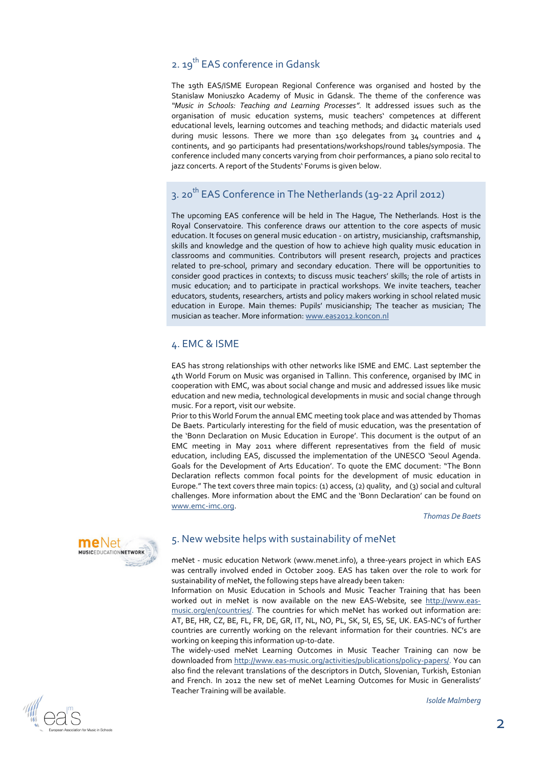## 2. 19th EAS conference in Gdansk

The 19th EAS/ISME European Regional Conference was organised and hosted by the Stanislaw Moniuszko Academy of Music in Gdansk. The theme of the conference was *"Music in Schools: Teaching and Learning Processes"*. It addressed issues such as the organisation of music education systems, music teachers' competences at different educational levels, learning outcomes and teaching methods; and didactic materials used during music lessons. There we more than 150 delegates from 34 countries and 4 continents, and 90 participants had presentations/workshops/round tables/symposia. The conference included many concerts varying from choir performances, a piano solo recital to jazz concerts. A report of the Students' Forums is given below.

## 3. 20th EAS Conference in The Netherlands (19-22 April 2012)

The upcoming EAS conference will be held in The Hague, The Netherlands. Host is the Royal Conservatoire. This conference draws our attention to the core aspects of music education. It focuses on general music education - on artistry, musicianship, craftsmanship, skills and knowledge and the question of how to achieve high quality music education in classrooms and communities. Contributors will present research, projects and practices related to pre-school, primary and secondary education. There will be opportunities to consider good practices in contexts; to discuss music teachers' skills; the role of artists in music education; and to participate in practical workshops. We invite teachers, teacher educators, students, researchers, artists and policy makers working in school related music education in Europe. Main themes: Pupils' musicianship; The teacher as musician; The musician as teacher. More information: www.eas2012.koncon.nl

## 4. EMC & ISME

EAS has strong relationships with other networks like ISME and EMC. Last september the 4th World Forum on Music was organised in Tallinn. This conference, organised by IMC in cooperation with EMC, was about social change and music and addressed issues like music education and new media, technological developments in music and social change through music. For a report, visit our website.

Prior to this World Forum the annual EMC meeting took place and was attended by Thomas De Baets. Particularly interesting for the field of music education, was the presentation of the 'Bonn Declaration on Music Education in Europe'. This document is the output of an EMC meeting in May 2011 where different representatives from the field of music education, including EAS, discussed the implementation of the UNESCO 'Seoul Agenda. Goals for the Development of Arts Education'. To quote the EMC document: "The Bonn Declaration reflects common focal points for the development of music education in Europe." The text covers three main topics: (1) access, (2) quality, and (3) social and cultural challenges. More information about the EMC and the 'Bonn Declaration' can be found on www.emc-imc.org.

*Thomas De Baets*

## 5. New website helps with sustainability of meNet

meNet - music education Network (www.menet.info), a three-years project in which EAS was centrally involved ended in October 2009. EAS has taken over the role to work for sustainability of meNet, the following steps have already been taken:

Information on Music Education in Schools and Music Teacher Training that has been worked out in meNet is now available on the new EAS-Website, see http://www.eas-music.org/en/countries/. The countries for which meNet has worked out information are: AT, BE, HR, CZ, BE, FL, FR, DE, GR, IT, NL, NO, PL, SK, SI, ES, SE, UK. EAS-NC's of further countries are currently working on the relevant information for their countries. NC's are working on keeping this information up-to-date.

The widely-used meNet Learning Outcomes in Music Teacher Training can now be downloaded from http://www.eas-music.org/activities/publications/policy-papers/. You can also find the relevant translations of the descriptors in Dutch, Slovenian, Turkish, Estonian and French. In 2012 the new set of meNet Learning Outcomes for Music in Generalists' Teacher Training will be available.

*Isolde Malmberg*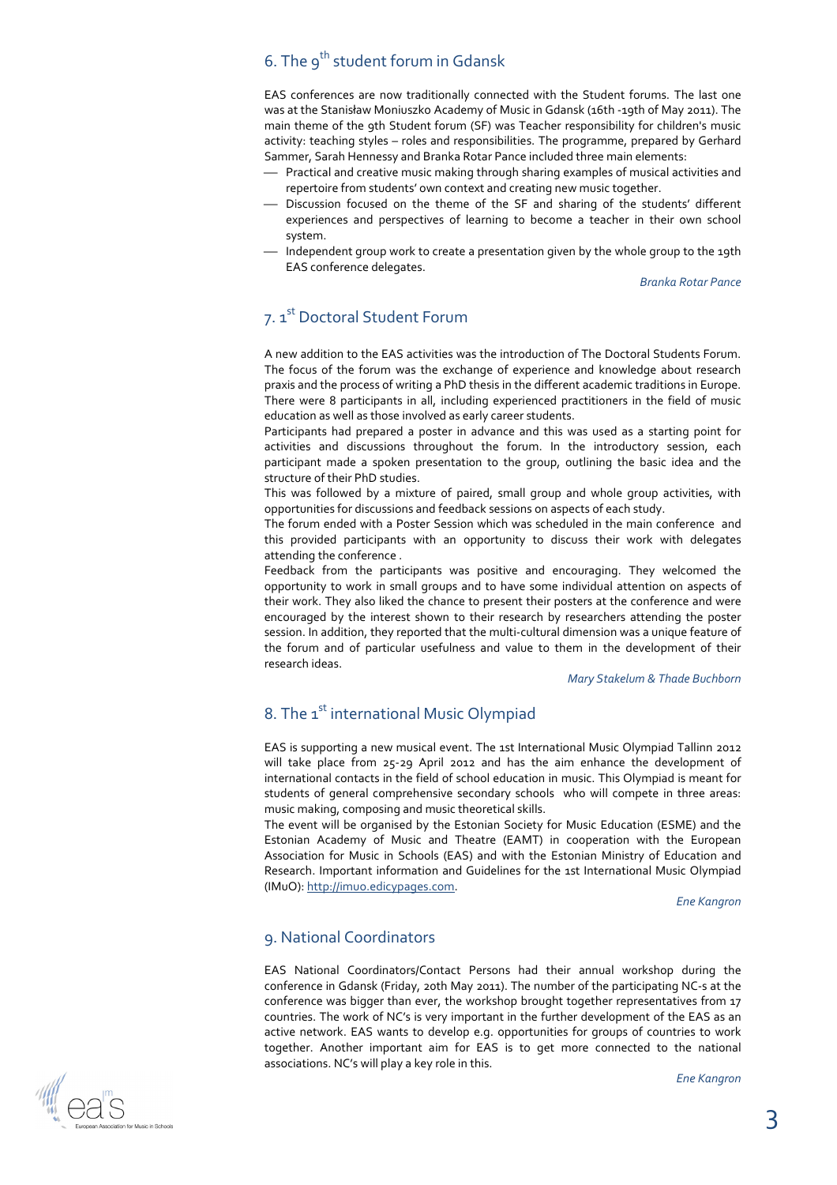## 6. The 9th student forum in Gdansk

EAS conferences are now traditionally connected with the Student forums. The last one was at the Stanisław Moniuszko Academy of Music in Gdansk (16th -19th of May 2011). The main theme of the 9th Student forum (SF) was Teacher responsibility for children's music activity: teaching styles – roles and responsibilities. The programme, prepared by Gerhard Sammer, Sarah Hennessy and Branka Rotar Pance included three main elements:

- Practical and creative music making through sharing examples of musical activities and repertoire from students' own context and creating new music together.
- Discussion focused on the theme of the SF and sharing of the students' different experiences and perspectives of learning to become a teacher in their own school system.
- Independent group work to create a presentation given by the whole group to the 19th EAS conference delegates.

*Branka Rotar Pance*

## 7. 1st Doctoral Student Forum

A new addition to the EAS activities was the introduction of The Doctoral Students Forum. The focus of the forum was the exchange of experience and knowledge about research praxis and the process of writing a PhD thesis in the different academic traditions in Europe. There were 8 participants in all, including experienced practitioners in the field of music education as well as those involved as early career students.

Participants had prepared a poster in advance and this was used as a starting point for activities and discussions throughout the forum. In the introductory session, each participant made a spoken presentation to the group, outlining the basic idea and the structure of their PhD studies.

This was followed by a mixture of paired, small group and whole group activities, with opportunities for discussions and feedback sessions on aspects of each study.

The forum ended with a Poster Session which was scheduled in the main conference and this provided participants with an opportunity to discuss their work with delegates attending the conference .

Feedback from the participants was positive and encouraging. They welcomed the opportunity to work in small groups and to have some individual attention on aspects of their work. They also liked the chance to present their posters at the conference and were encouraged by the interest shown to their research by researchers attending the poster session. In addition, they reported that the multi-cultural dimension was a unique feature of the forum and of particular usefulness and value to them in the development of their research ideas.

*Mary Stakelum & Thade Buchborn*

## 8. The 1st international Music Olympiad

EAS is supporting a new musical event. The 1st International Music Olympiad Tallinn 2012 will take place from 25-29 April 2012 and has the aim enhance the development of international contacts in the field of school education in music. This Olympiad is meant for students of general comprehensive secondary schools who will compete in three areas: music making, composing and music theoretical skills.

The event will be organised by the Estonian Society for Music Education (ESME) and the Estonian Academy of Music and Theatre (EAMT) in cooperation with the European Association for Music in Schools (EAS) and with the Estonian Ministry of Education and Research. Important information and Guidelines for the 1st International Music Olympiad (IMuO): http://imuo.edicypages.com.

*Ene Kangron*

## 9. National Coordinators

EAS National Coordinators/Contact Persons had their annual workshop during the conference in Gdansk (Friday, 20th May 2011). The number of the participating NC-s at the conference was bigger than ever, the workshop brought together representatives from 17 countries. The work of NC's is very important in the further development of the EAS as an active network. EAS wants to develop e.g. opportunities for groups of countries to work together. Another important aim for EAS is to get more connected to the national associations. NC's will play a key role in this.

*Ene Kangron*